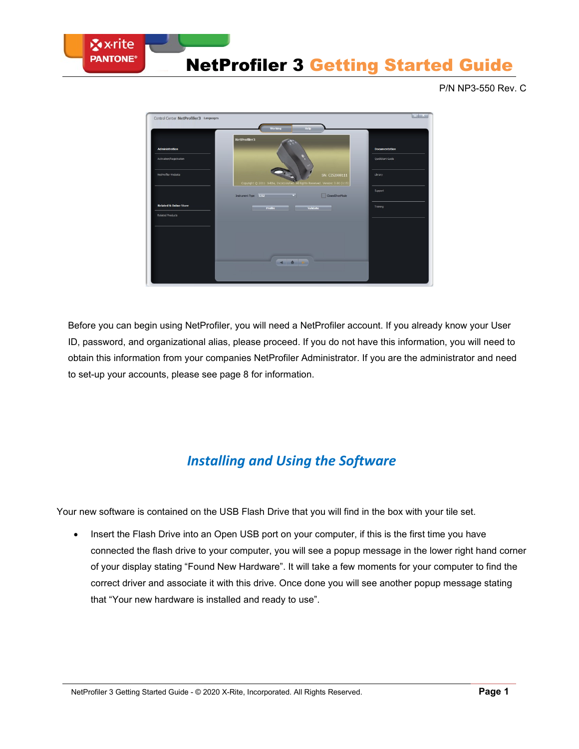# NetProfiler 3 Getting Started Guide

P/N NP3-550 Rev. C

Before you can begin using NetProfiler, you will need a NetProfiler account. If you already know your User ID, password, and organizational alias, please proceed. If you do not have this information, you will need to obtain this information from your companies NetProfiler Administrator. If you are the administrator and need to set-up your accounts, please see page 8 for information.

## *Installing and Using the Software*

Your new software is contained on the USB Flash Drive that you will find in the box with your tile set.

- Insert the Flash Drive into an Open USB port on your computer, if this is the first time you have connected the flash drive to your computer, you will see a popup message in the lower right hand corner of your display stating "Found New Hardware". It will take a few moments for your computer to find the correct driver and associate it with this drive. Once done you will see another popup message stating that "Your new hardware is installed and ready to use".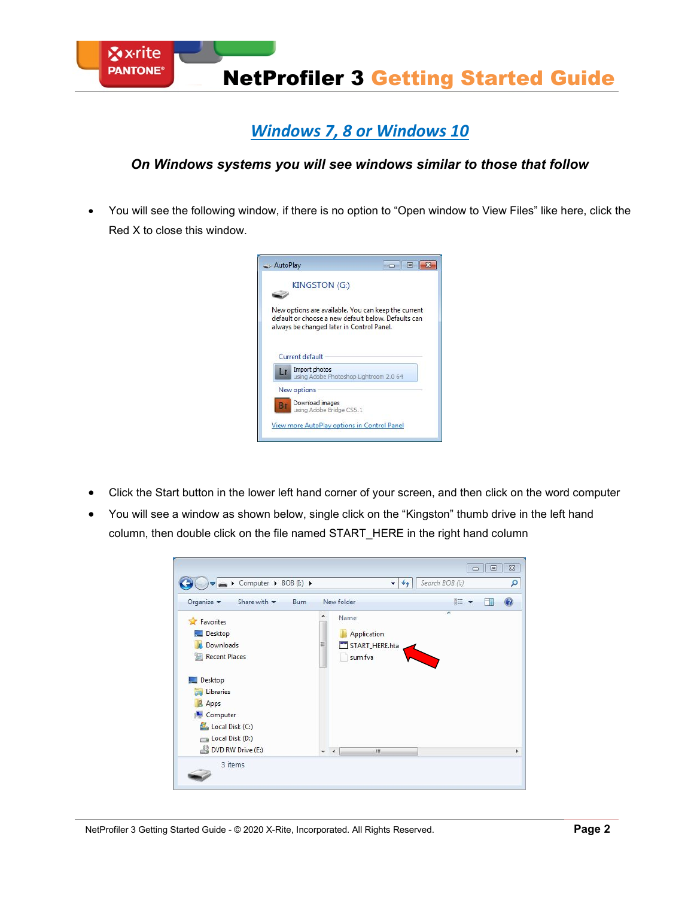## Windows 7, 8 or Windows 10

***On Windows systems you will see windows similar to those that follow***

- You will see the following window, if there is no option to “Open window to View Files” like here, click the Red X to close this window.

- Click the Start button in the lower left hand corner of your screen, and then click on the word computer
- You will see a window as shown below, single click on the “Kingston” thumb drive in the left hand column, then double click on the file named START_HERE in the right hand column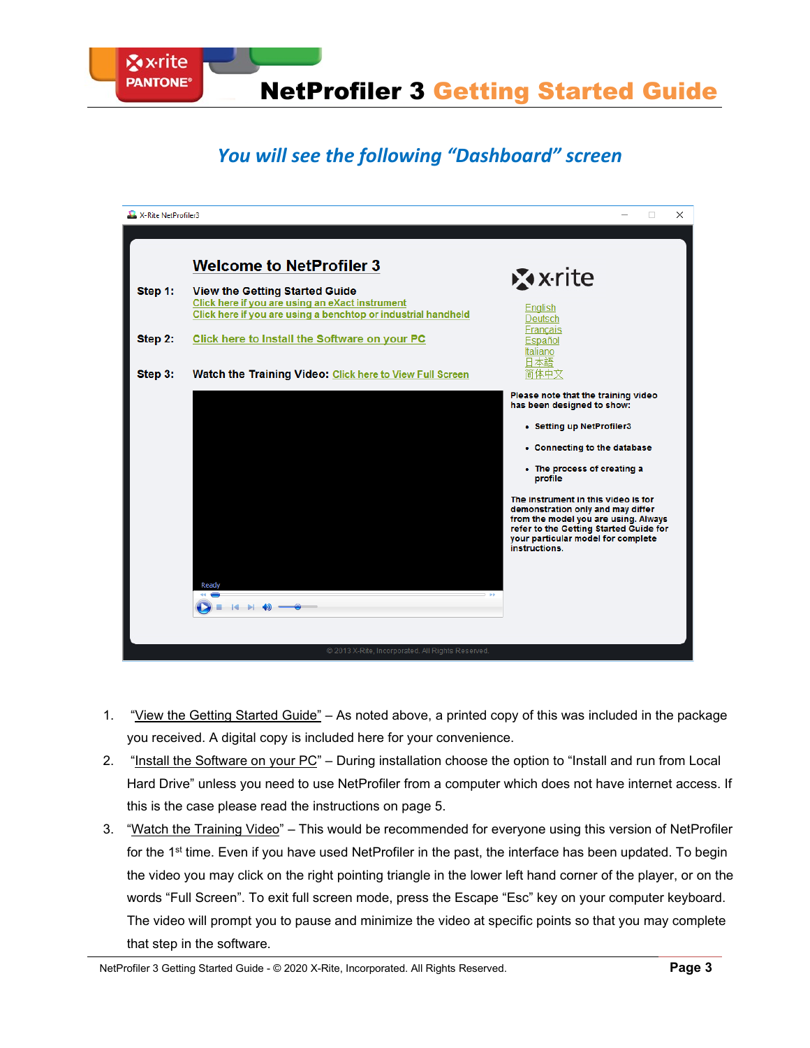## *You will see the following "Dashboard" screen*

1. "View the Getting Started Guide" – As noted above, a printed copy of this was included in the package you received. A digital copy is included here for your convenience.
2. "Install the Software on your PC" – During installation choose the option to "Install and run from Local Hard Drive" unless you need to use NetProfiler from a computer which does not have internet access. If this is the case please read the instructions on page 5.
3. "Watch the Training Video" – This would be recommended for everyone using this version of NetProfiler for the 1st time. Even if you have used NetProfiler in the past, the interface has been updated. To begin the video you may click on the right pointing triangle in the lower left hand corner of the player, or on the words "Full Screen". To exit full screen mode, press the Escape "Esc" key on your computer keyboard. The video will prompt you to pause and minimize the video at specific points so that you may complete that step in the software.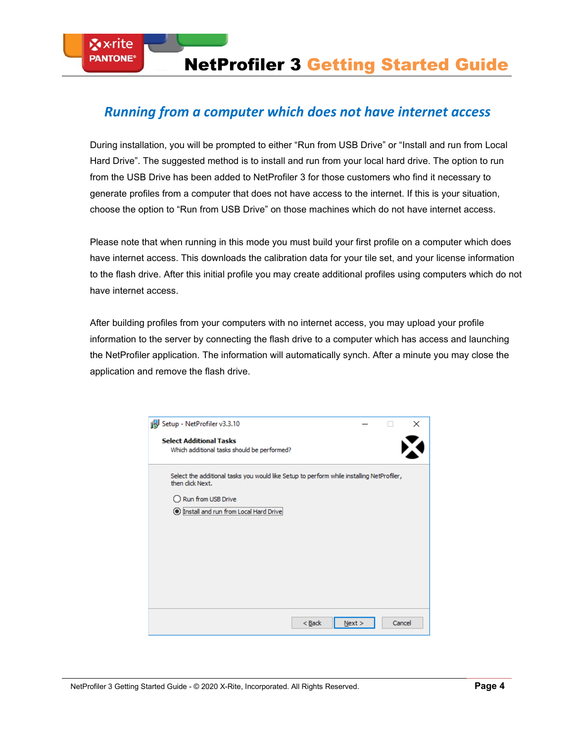## Running from a computer which does not have internet access

During installation, you will be prompted to either “Run from USB Drive” or “Install and run from Local Hard Drive”. The suggested method is to install and run from your local hard drive. The option to run from the USB Drive has been added to NetProfiler 3 for those customers who find it necessary to generate profiles from a computer that does not have access to the internet. If this is your situation, choose the option to “Run from USB Drive” on those machines which do not have internet access.

Please note that when running in this mode you must build your first profile on a computer which does have internet access. This downloads the calibration data for your tile set, and your license information to the flash drive. After this initial profile you may create additional profiles using computers which do not have internet access.

After building profiles from your computers with no internet access, you may upload your profile information to the server by connecting the flash drive to a computer which has access and launching the NetProfiler application. The information will automatically synch. After a minute you may close the application and remove the flash drive.

Setup - NetProfiler v3.3.10

**Select Additional Tasks**

Which additional tasks should be performed?

Select the additional tasks you would like Setup to perform while installing NetProfiler, then click Next.

- ○ Run from USB Drive
- ◉ Install and run from Local Hard Drive

< Back   Next >   Cancel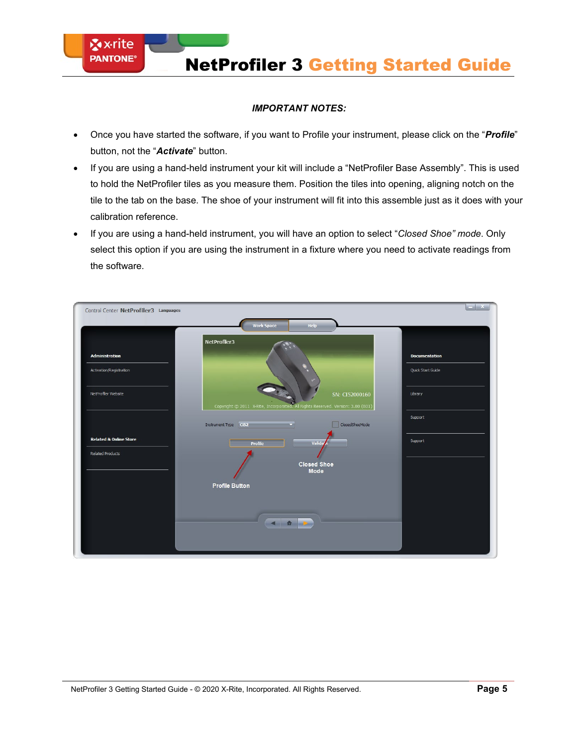***IMPORTANT NOTES:***

- Once you have started the software, if you want to Profile your instrument, please click on the "***Profile***" button, not the "***Activate***" button.
- If you are using a hand-held instrument your kit will include a "NetProfiler Base Assembly". This is used to hold the NetProfiler tiles as you measure them. Position the tiles into opening, aligning notch on the tile to the tab on the base. The shoe of your instrument will fit into this assemble just as it does with your calibration reference.
- If you are using a hand-held instrument, you will have an option to select "*Closed Shoe" mode*. Only select this option if you are using the instrument in a fixture where you need to activate readings from the software.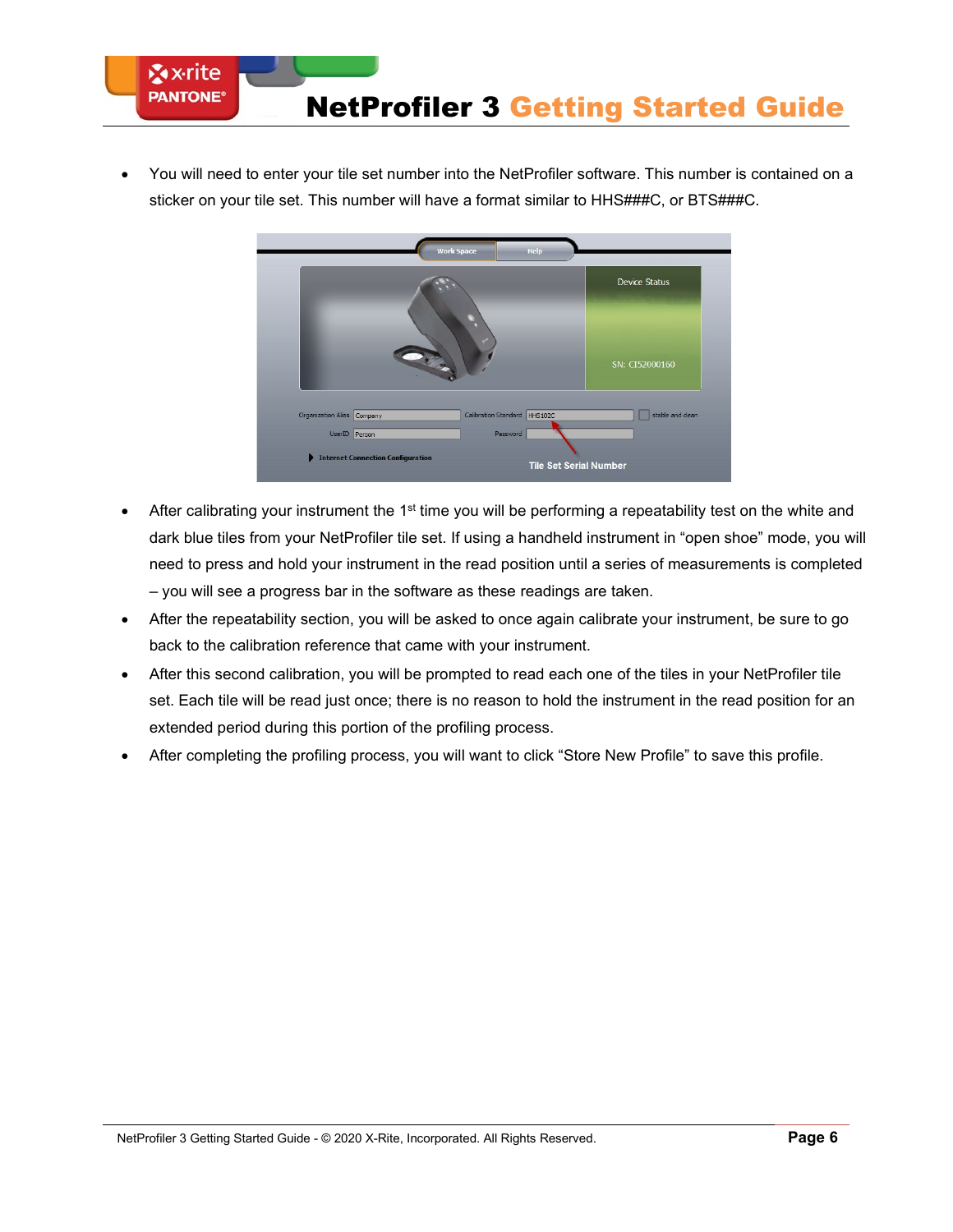- You will need to enter your tile set number into the NetProfiler software. This number is contained on a sticker on your tile set. This number will have a format similar to HHS###C, or BTS###C.

- After calibrating your instrument the 1st time you will be performing a repeatability test on the white and dark blue tiles from your NetProfiler tile set. If using a handheld instrument in "open shoe" mode, you will need to press and hold your instrument in the read position until a series of measurements is completed – you will see a progress bar in the software as these readings are taken.
- After the repeatability section, you will be asked to once again calibrate your instrument, be sure to go back to the calibration reference that came with your instrument.
- After this second calibration, you will be prompted to read each one of the tiles in your NetProfiler tile set. Each tile will be read just once; there is no reason to hold the instrument in the read position for an extended period during this portion of the profiling process.
- After completing the profiling process, you will want to click "Store New Profile" to save this profile.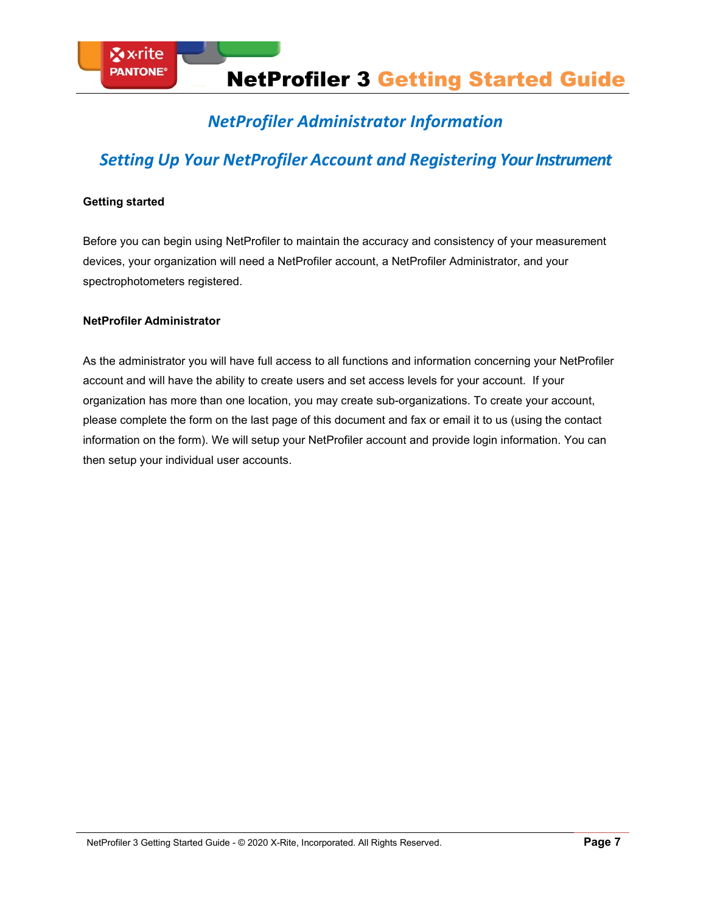## *NetProfiler Administrator Information*

## *Setting Up Your NetProfiler Account and Registering Your Instrument*

**Getting started**

Before you can begin using NetProfiler to maintain the accuracy and consistency of your measurement devices, your organization will need a NetProfiler account, a NetProfiler Administrator, and your spectrophotometers registered.

**NetProfiler Administrator**

As the administrator you will have full access to all functions and information concerning your NetProfiler account and will have the ability to create users and set access levels for your account. If your organization has more than one location, you may create sub-organizations. To create your account, please complete the form on the last page of this document and fax or email it to us (using the contact information on the form). We will setup your NetProfiler account and provide login information. You can then setup your individual user accounts.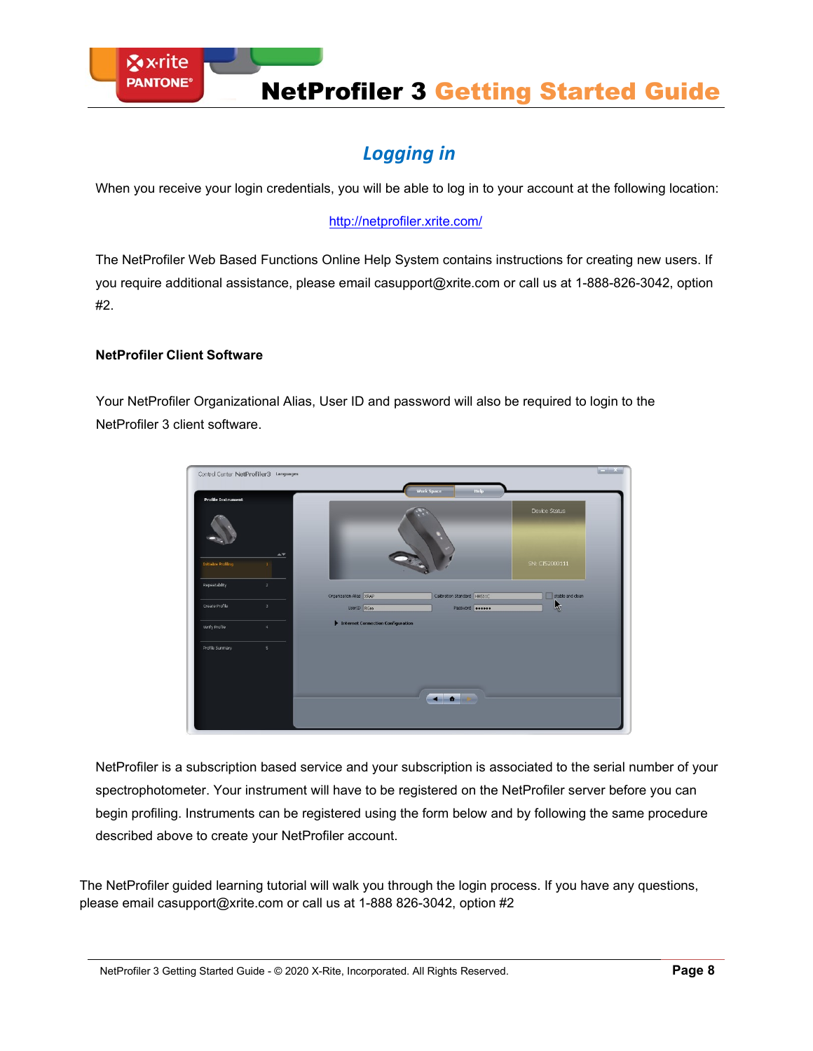## *Logging in*

When you receive your login credentials, you will be able to log in to your account at the following location:

http://netprofiler.xrite.com/

The NetProfiler Web Based Functions Online Help System contains instructions for creating new users. If you require additional assistance, please email casupport@xrite.com or call us at 1-888-826-3042, option #2.

**NetProfiler Client Software**

Your NetProfiler Organizational Alias, User ID and password will also be required to login to the NetProfiler 3 client software.

NetProfiler is a subscription based service and your subscription is associated to the serial number of your spectrophotometer. Your instrument will have to be registered on the NetProfiler server before you can begin profiling. Instruments can be registered using the form below and by following the same procedure described above to create your NetProfiler account.

The NetProfiler guided learning tutorial will walk you through the login process. If you have any questions, please email casupport@xrite.com or call us at 1-888 826-3042, option #2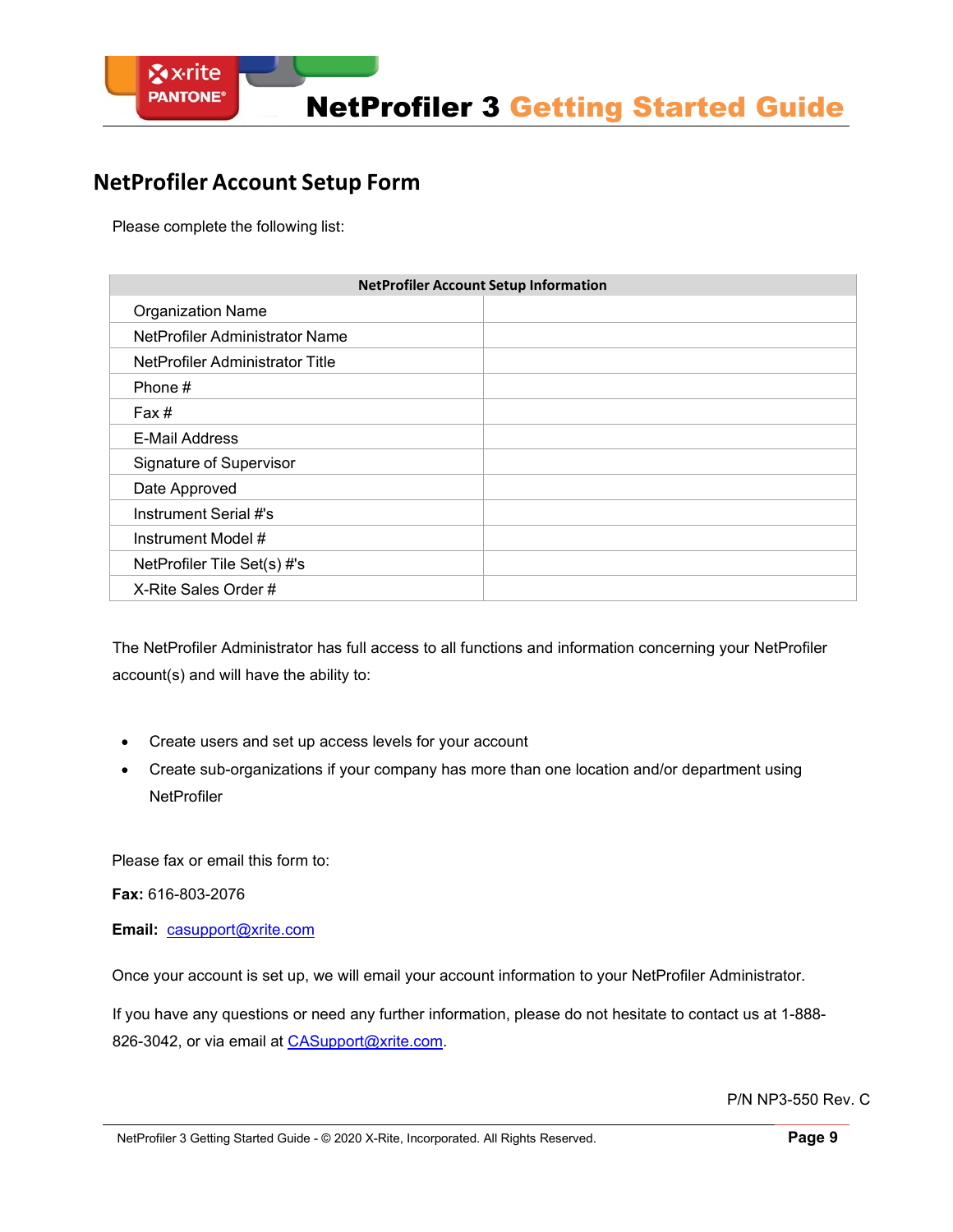## NetProfiler Account Setup Form

Please complete the following list:

| NetProfiler Account Setup Information | |
|---|---|
| Organization Name | |
| NetProfiler Administrator Name | |
| NetProfiler Administrator Title | |
| Phone # | |
| Fax # | |
| E-Mail Address | |
| Signature of Supervisor | |
| Date Approved | |
| Instrument Serial #'s | |
| Instrument Model # | |
| NetProfiler Tile Set(s) #'s | |
| X-Rite Sales Order # | |

The NetProfiler Administrator has full access to all functions and information concerning your NetProfiler account(s) and will have the ability to:

- Create users and set up access levels for your account
- Create sub-organizations if your company has more than one location and/or department using NetProfiler

Please fax or email this form to:

**Fax:** 616-803-2076

**Email:** casupport@xrite.com

Once your account is set up, we will email your account information to your NetProfiler Administrator.

If you have any questions or need any further information, please do not hesitate to contact us at 1-888-826-3042, or via email at CASupport@xrite.com.

P/N NP3-550 Rev. C